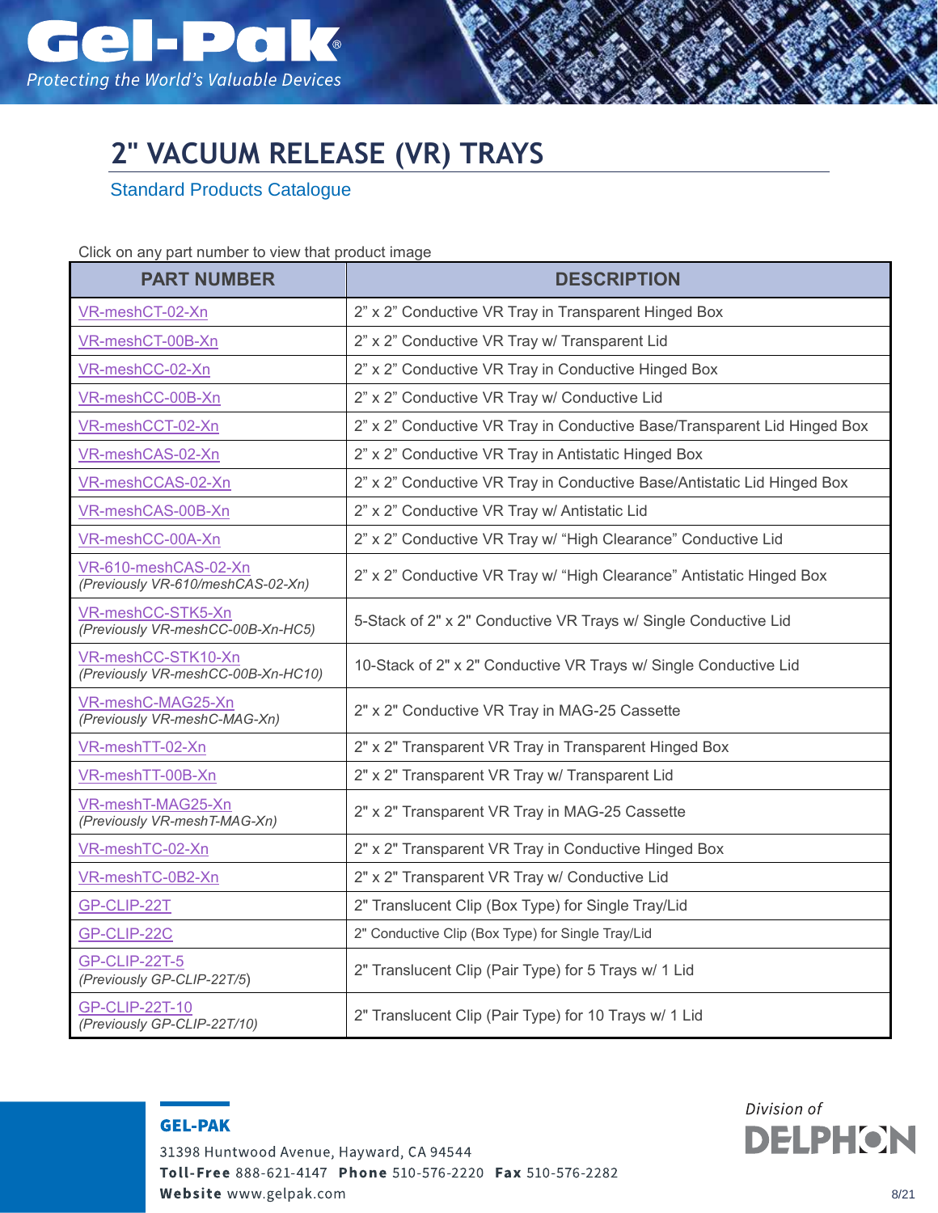Gel-Pak®

*Protecting the World's Valuable Devices*

# 2" VACUUM RELEASE (VR) TRAYS

Standard Products Catalogue

Click on any part number to view that product image

| PART NUMBER | DESCRIPTION |
|---|---|
| VR-meshCT-02-Xn | 2" x 2" Conductive VR Tray in Transparent Hinged Box |
| VR-meshCT-00B-Xn | 2" x 2" Conductive VR Tray w/ Transparent Lid |
| VR-meshCC-02-Xn | 2" x 2" Conductive VR Tray in Conductive Hinged Box |
| VR-meshCC-00B-Xn | 2" x 2" Conductive VR Tray w/ Conductive Lid |
| VR-meshCCT-02-Xn | 2" x 2" Conductive VR Tray in Conductive Base/Transparent Lid Hinged Box |
| VR-meshCAS-02-Xn | 2" x 2" Conductive VR Tray in Antistatic Hinged Box |
| VR-meshCCAS-02-Xn | 2" x 2" Conductive VR Tray in Conductive Base/Antistatic Lid Hinged Box |
| VR-meshCAS-00B-Xn | 2" x 2" Conductive VR Tray w/ Antistatic Lid |
| VR-meshCC-00A-Xn | 2" x 2" Conductive VR Tray w/ "High Clearance" Conductive Lid |
| VR-610-meshCAS-02-Xn *(Previously VR-610/meshCAS-02-Xn)* | 2" x 2" Conductive VR Tray w/ "High Clearance" Antistatic Hinged Box |
| VR-meshCC-STK5-Xn *(Previously VR-meshCC-00B-Xn-HC5)* | 5-Stack of 2" x 2" Conductive VR Trays w/ Single Conductive Lid |
| VR-meshCC-STK10-Xn *(Previously VR-meshCC-00B-Xn-HC10)* | 10-Stack of 2" x 2" Conductive VR Trays w/ Single Conductive Lid |
| VR-meshC-MAG25-Xn *(Previously VR-meshC-MAG-Xn)* | 2" x 2" Conductive VR Tray in MAG-25 Cassette |
| VR-meshTT-02-Xn | 2" x 2" Transparent VR Tray in Transparent Hinged Box |
| VR-meshTT-00B-Xn | 2" x 2" Transparent VR Tray w/ Transparent Lid |
| VR-meshT-MAG25-Xn *(Previously VR-meshT-MAG-Xn)* | 2" x 2" Transparent VR Tray in MAG-25 Cassette |
| VR-meshTC-02-Xn | 2" x 2" Transparent VR Tray in Conductive Hinged Box |
| VR-meshTC-0B2-Xn | 2" x 2" Transparent VR Tray w/ Conductive Lid |
| GP-CLIP-22T | 2" Translucent Clip (Box Type) for Single Tray/Lid |
| GP-CLIP-22C | 2" Conductive Clip (Box Type) for Single Tray/Lid |
| GP-CLIP-22T-5 *(Previously GP-CLIP-22T/5)* | 2" Translucent Clip (Pair Type) for 5 Trays w/ 1 Lid |
| GP-CLIP-22T-10 *(Previously GP-CLIP-22T/10)* | 2" Translucent Clip (Pair Type) for 10 Trays w/ 1 Lid |

**GEL-PAK**

31398 Huntwood Avenue, Hayward, CA 94544

**Toll-Free** 888-621-4147 **Phone** 510-576-2220 **Fax** 510-576-2282

**Website** www.gelpak.com

*Division of* DELPHON

8/21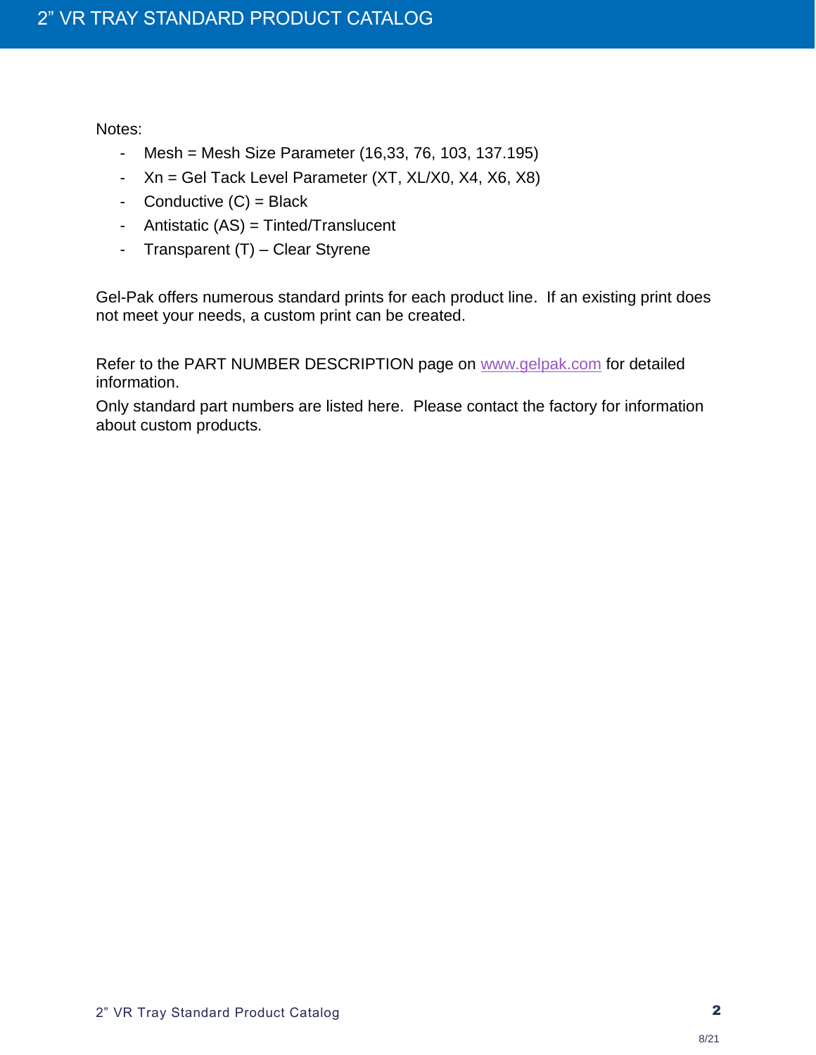Notes:

- Mesh = Mesh Size Parameter (16,33, 76, 103, 137.195)
- Xn = Gel Tack Level Parameter (XT, XL/X0, X4, X6, X8)
- Conductive (C) = Black
- Antistatic (AS) = Tinted/Translucent
- Transparent (T) – Clear Styrene

Gel-Pak offers numerous standard prints for each product line. If an existing print does not meet your needs, a custom print can be created.

Refer to the PART NUMBER DESCRIPTION page on www.gelpak.com for detailed information.

Only standard part numbers are listed here. Please contact the factory for information about custom products.